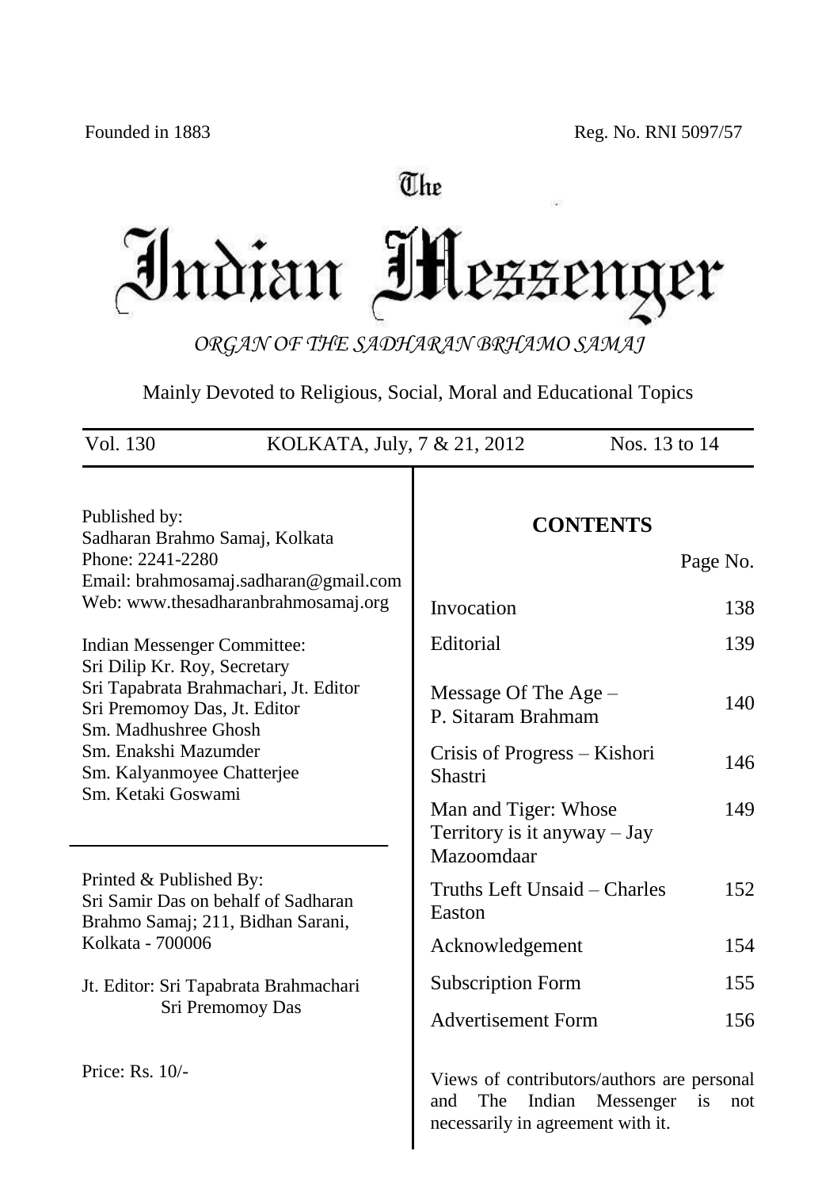Founded in 1883 | Reg. No. RNI 5097/57

# The Indian Messenger

*ORGAN OF THE SADHARAN BRHAMO SAMAJ*

Mainly Devoted to Religious, Social, Moral and Educational Topics

Vol. 130 | KOLKATA, July, 7 & 21, 2012 | Nos. 13 to 14

Published by:
Sadharan Brahmo Samaj, Kolkata
Phone: 2241-2280
Email: brahmosamaj.sadharan@gmail.com
Web: www.thesadharanbrahmosamaj.org

Indian Messenger Committee:
Sri Dilip Kr. Roy, Secretary
Sri Tapabrata Brahmachari, Jt. Editor
Sri Premomoy Das, Jt. Editor
Sm. Madhushree Ghosh
Sm. Enakshi Mazumder
Sm. Kalyanmoyee Chatterjee
Sm. Ketaki Goswami

Printed & Published By:
Sri Samir Das on behalf of Sadharan Brahmo Samaj; 211, Bidhan Sarani, Kolkata - 700006

Jt. Editor: Sri Tapabrata Brahmachari
Sri Premomoy Das

Price: Rs. 10/-

## CONTENTS

| | Page No. |
|---|---|
| Invocation | 138 |
| Editorial | 139 |
| Message Of The Age – P. Sitaram Brahmam | 140 |
| Crisis of Progress – Kishori Shastri | 146 |
| Man and Tiger: Whose Territory is it anyway – Jay Mazoomdaar | 149 |
| Truths Left Unsaid – Charles Easton | 152 |
| Acknowledgement | 154 |
| Subscription Form | 155 |
| Advertisement Form | 156 |

Views of contributors/authors are personal and The Indian Messenger is not necessarily in agreement with it.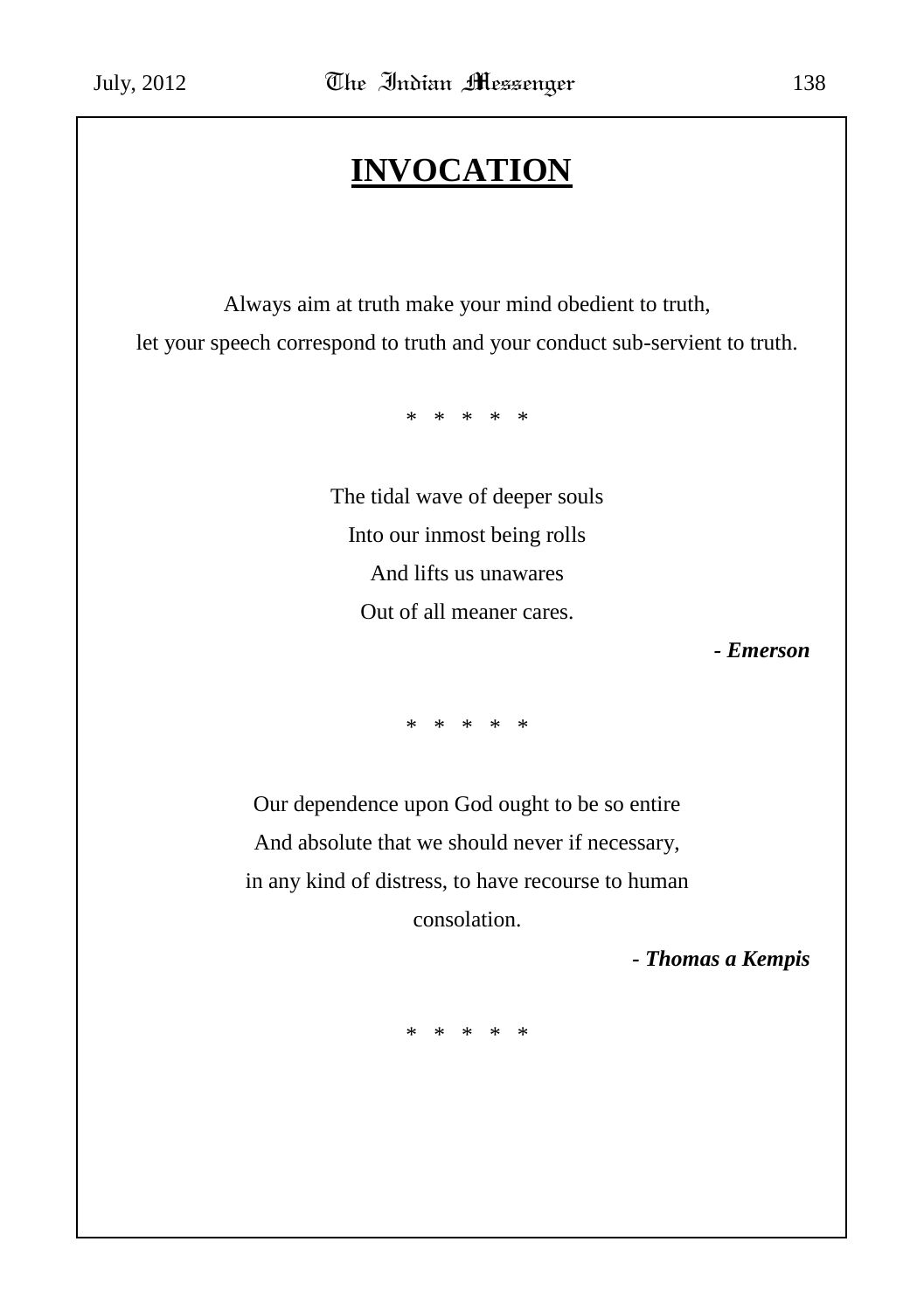# INVOCATION

Always aim at truth make your mind obedient to truth,
let your speech correspond to truth and your conduct sub-servient to truth.

\* \* \* \* \*

The tidal wave of deeper souls
Into our inmost being rolls
And lifts us unawares
Out of all meaner cares.

***- Emerson***

\* \* \* \* \*

Our dependence upon God ought to be so entire
And absolute that we should never if necessary,
in any kind of distress, to have recourse to human
consolation.

***- Thomas a Kempis***

\* \* \* \* \*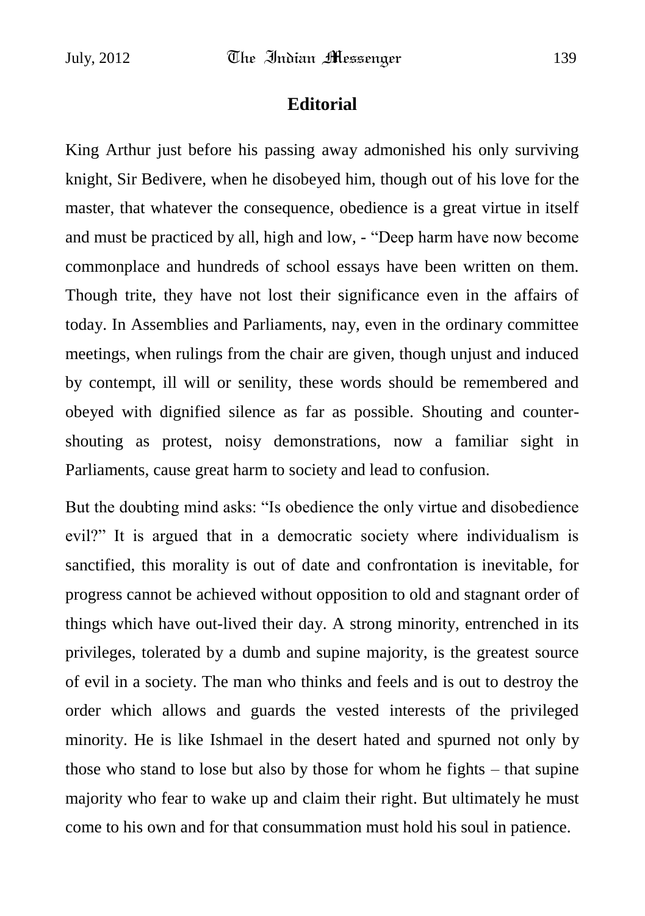## Editorial

King Arthur just before his passing away admonished his only surviving knight, Sir Bedivere, when he disobeyed him, though out of his love for the master, that whatever the consequence, obedience is a great virtue in itself and must be practiced by all, high and low, - "Deep harm have now become commonplace and hundreds of school essays have been written on them. Though trite, they have not lost their significance even in the affairs of today. In Assemblies and Parliaments, nay, even in the ordinary committee meetings, when rulings from the chair are given, though unjust and induced by contempt, ill will or senility, these words should be remembered and obeyed with dignified silence as far as possible. Shouting and counter-shouting as protest, noisy demonstrations, now a familiar sight in Parliaments, cause great harm to society and lead to confusion.

But the doubting mind asks: "Is obedience the only virtue and disobedience evil?" It is argued that in a democratic society where individualism is sanctified, this morality is out of date and confrontation is inevitable, for progress cannot be achieved without opposition to old and stagnant order of things which have out-lived their day. A strong minority, entrenched in its privileges, tolerated by a dumb and supine majority, is the greatest source of evil in a society. The man who thinks and feels and is out to destroy the order which allows and guards the vested interests of the privileged minority. He is like Ishmael in the desert hated and spurned not only by those who stand to lose but also by those for whom he fights – that supine majority who fear to wake up and claim their right. But ultimately he must come to his own and for that consummation must hold his soul in patience.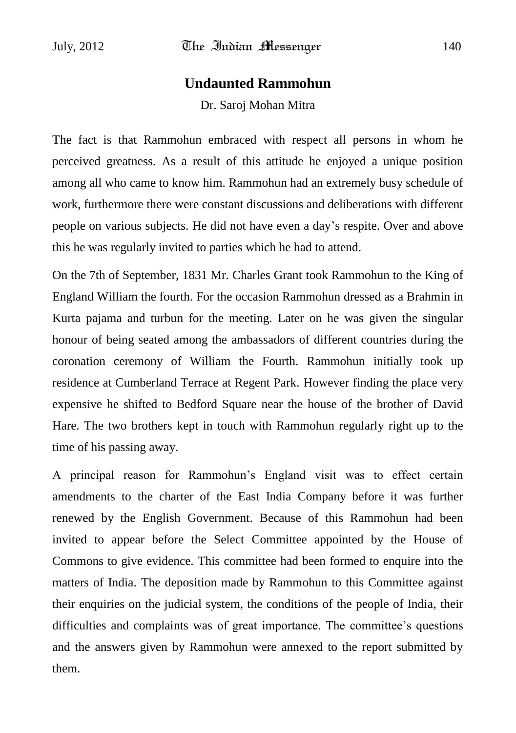## Undaunted Rammohun

Dr. Saroj Mohan Mitra

The fact is that Rammohun embraced with respect all persons in whom he perceived greatness. As a result of this attitude he enjoyed a unique position among all who came to know him. Rammohun had an extremely busy schedule of work, furthermore there were constant discussions and deliberations with different people on various subjects. He did not have even a day's respite. Over and above this he was regularly invited to parties which he had to attend.

On the 7th of September, 1831 Mr. Charles Grant took Rammohun to the King of England William the fourth. For the occasion Rammohun dressed as a Brahmin in Kurta pajama and turbun for the meeting. Later on he was given the singular honour of being seated among the ambassadors of different countries during the coronation ceremony of William the Fourth. Rammohun initially took up residence at Cumberland Terrace at Regent Park. However finding the place very expensive he shifted to Bedford Square near the house of the brother of David Hare. The two brothers kept in touch with Rammohun regularly right up to the time of his passing away.

A principal reason for Rammohun's England visit was to effect certain amendments to the charter of the East India Company before it was further renewed by the English Government. Because of this Rammohun had been invited to appear before the Select Committee appointed by the House of Commons to give evidence. This committee had been formed to enquire into the matters of India. The deposition made by Rammohun to this Committee against their enquiries on the judicial system, the conditions of the people of India, their difficulties and complaints was of great importance. The committee's questions and the answers given by Rammohun were annexed to the report submitted by them.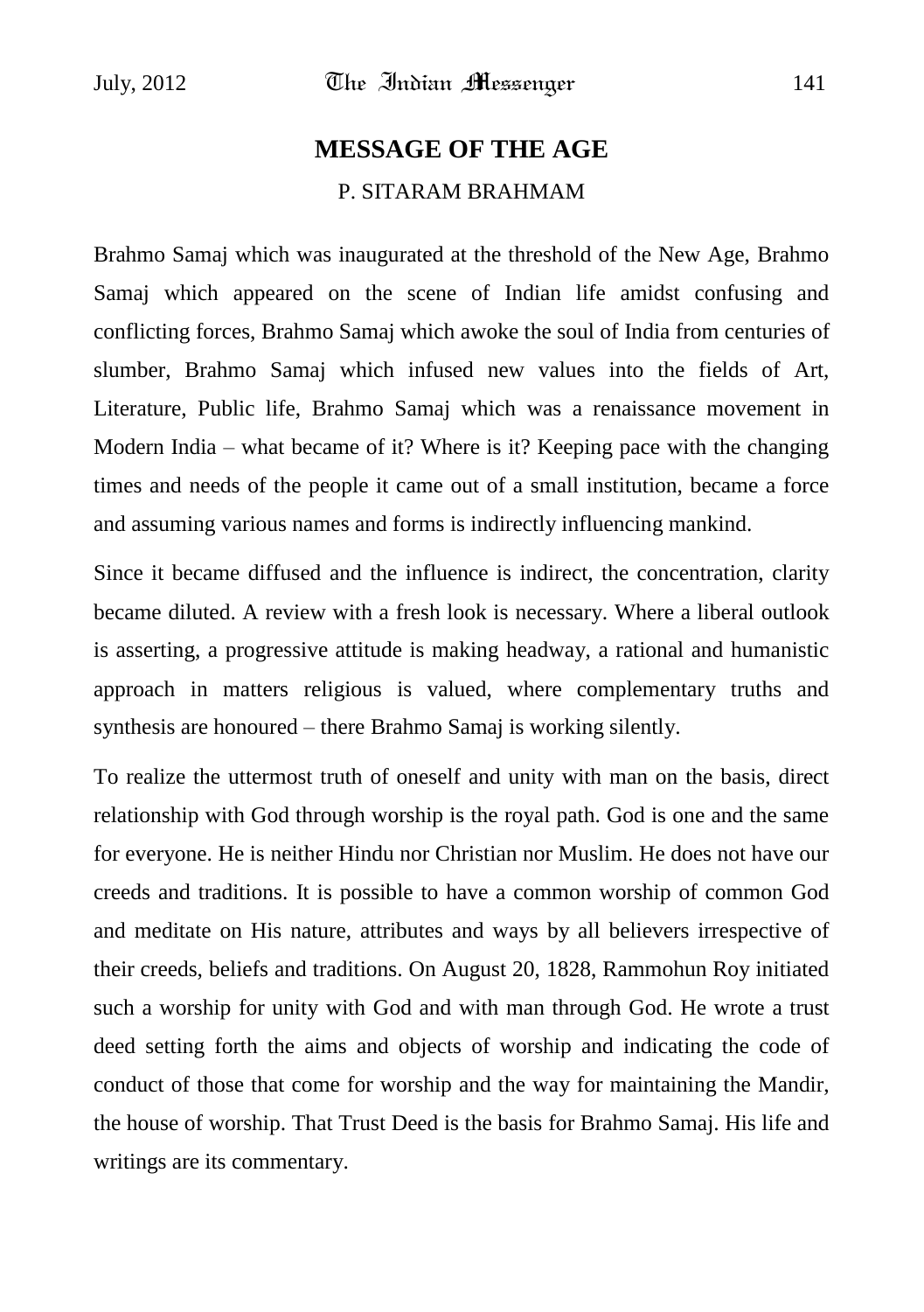## MESSAGE OF THE AGE

P. SITARAM BRAHMAM

Brahmo Samaj which was inaugurated at the threshold of the New Age, Brahmo Samaj which appeared on the scene of Indian life amidst confusing and conflicting forces, Brahmo Samaj which awoke the soul of India from centuries of slumber, Brahmo Samaj which infused new values into the fields of Art, Literature, Public life, Brahmo Samaj which was a renaissance movement in Modern India – what became of it? Where is it? Keeping pace with the changing times and needs of the people it came out of a small institution, became a force and assuming various names and forms is indirectly influencing mankind.

Since it became diffused and the influence is indirect, the concentration, clarity became diluted. A review with a fresh look is necessary. Where a liberal outlook is asserting, a progressive attitude is making headway, a rational and humanistic approach in matters religious is valued, where complementary truths and synthesis are honoured – there Brahmo Samaj is working silently.

To realize the uttermost truth of oneself and unity with man on the basis, direct relationship with God through worship is the royal path. God is one and the same for everyone. He is neither Hindu nor Christian nor Muslim. He does not have our creeds and traditions. It is possible to have a common worship of common God and meditate on His nature, attributes and ways by all believers irrespective of their creeds, beliefs and traditions. On August 20, 1828, Rammohun Roy initiated such a worship for unity with God and with man through God. He wrote a trust deed setting forth the aims and objects of worship and indicating the code of conduct of those that come for worship and the way for maintaining the Mandir, the house of worship. That Trust Deed is the basis for Brahmo Samaj. His life and writings are its commentary.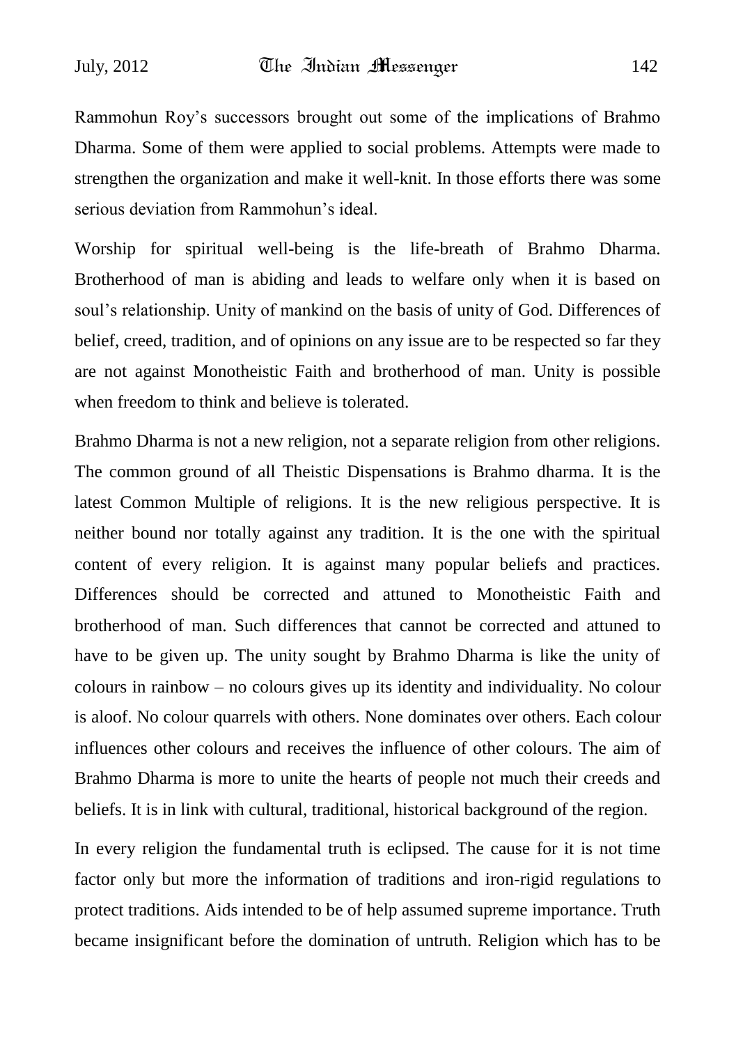Rammohun Roy's successors brought out some of the implications of Brahmo Dharma. Some of them were applied to social problems. Attempts were made to strengthen the organization and make it well-knit. In those efforts there was some serious deviation from Rammohun's ideal.

Worship for spiritual well-being is the life-breath of Brahmo Dharma. Brotherhood of man is abiding and leads to welfare only when it is based on soul's relationship. Unity of mankind on the basis of unity of God. Differences of belief, creed, tradition, and of opinions on any issue are to be respected so far they are not against Monotheistic Faith and brotherhood of man. Unity is possible when freedom to think and believe is tolerated.

Brahmo Dharma is not a new religion, not a separate religion from other religions. The common ground of all Theistic Dispensations is Brahmo dharma. It is the latest Common Multiple of religions. It is the new religious perspective. It is neither bound nor totally against any tradition. It is the one with the spiritual content of every religion. It is against many popular beliefs and practices. Differences should be corrected and attuned to Monotheistic Faith and brotherhood of man. Such differences that cannot be corrected and attuned to have to be given up. The unity sought by Brahmo Dharma is like the unity of colours in rainbow – no colours gives up its identity and individuality. No colour is aloof. No colour quarrels with others. None dominates over others. Each colour influences other colours and receives the influence of other colours. The aim of Brahmo Dharma is more to unite the hearts of people not much their creeds and beliefs. It is in link with cultural, traditional, historical background of the region.

In every religion the fundamental truth is eclipsed. The cause for it is not time factor only but more the information of traditions and iron-rigid regulations to protect traditions. Aids intended to be of help assumed supreme importance. Truth became insignificant before the domination of untruth. Religion which has to be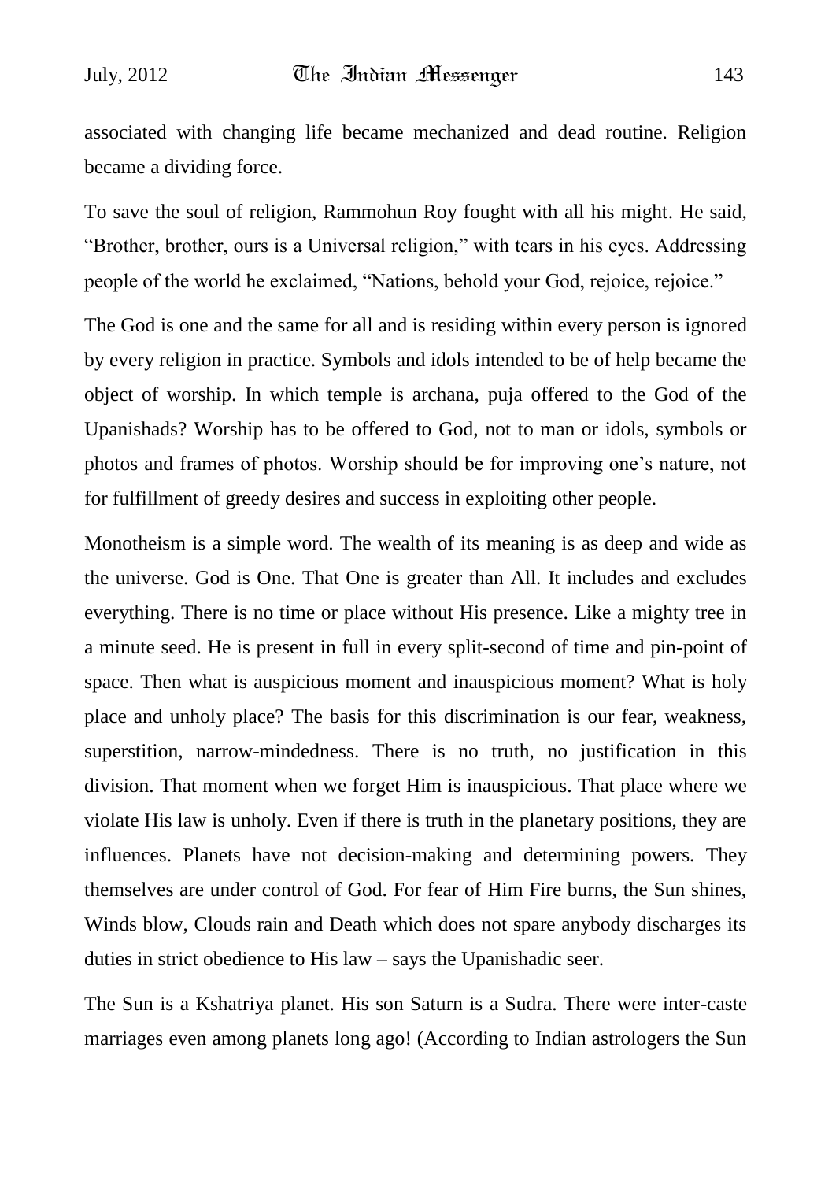associated with changing life became mechanized and dead routine. Religion became a dividing force.

To save the soul of religion, Rammohun Roy fought with all his might. He said, "Brother, brother, ours is a Universal religion," with tears in his eyes. Addressing people of the world he exclaimed, "Nations, behold your God, rejoice, rejoice."

The God is one and the same for all and is residing within every person is ignored by every religion in practice. Symbols and idols intended to be of help became the object of worship. In which temple is archana, puja offered to the God of the Upanishads? Worship has to be offered to God, not to man or idols, symbols or photos and frames of photos. Worship should be for improving one's nature, not for fulfillment of greedy desires and success in exploiting other people.

Monotheism is a simple word. The wealth of its meaning is as deep and wide as the universe. God is One. That One is greater than All. It includes and excludes everything. There is no time or place without His presence. Like a mighty tree in a minute seed. He is present in full in every split-second of time and pin-point of space. Then what is auspicious moment and inauspicious moment? What is holy place and unholy place? The basis for this discrimination is our fear, weakness, superstition, narrow-mindedness. There is no truth, no justification in this division. That moment when we forget Him is inauspicious. That place where we violate His law is unholy. Even if there is truth in the planetary positions, they are influences. Planets have not decision-making and determining powers. They themselves are under control of God. For fear of Him Fire burns, the Sun shines, Winds blow, Clouds rain and Death which does not spare anybody discharges its duties in strict obedience to His law – says the Upanishadic seer.

The Sun is a Kshatriya planet. His son Saturn is a Sudra. There were inter-caste marriages even among planets long ago! (According to Indian astrologers the Sun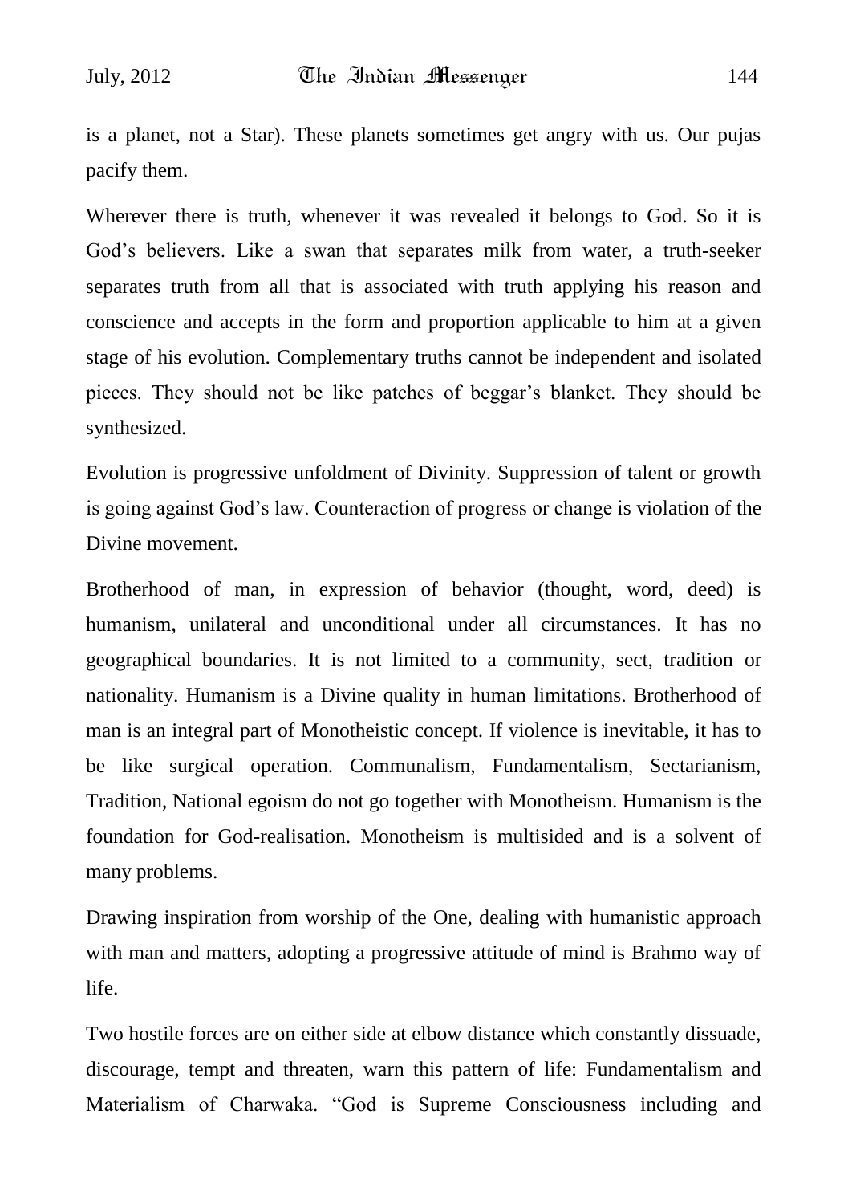is a planet, not a Star). These planets sometimes get angry with us. Our pujas pacify them.

Wherever there is truth, whenever it was revealed it belongs to God. So it is God's believers. Like a swan that separates milk from water, a truth-seeker separates truth from all that is associated with truth applying his reason and conscience and accepts in the form and proportion applicable to him at a given stage of his evolution. Complementary truths cannot be independent and isolated pieces. They should not be like patches of beggar's blanket. They should be synthesized.

Evolution is progressive unfoldment of Divinity. Suppression of talent or growth is going against God's law. Counteraction of progress or change is violation of the Divine movement.

Brotherhood of man, in expression of behavior (thought, word, deed) is humanism, unilateral and unconditional under all circumstances. It has no geographical boundaries. It is not limited to a community, sect, tradition or nationality. Humanism is a Divine quality in human limitations. Brotherhood of man is an integral part of Monotheistic concept. If violence is inevitable, it has to be like surgical operation. Communalism, Fundamentalism, Sectarianism, Tradition, National egoism do not go together with Monotheism. Humanism is the foundation for God-realisation. Monotheism is multisided and is a solvent of many problems.

Drawing inspiration from worship of the One, dealing with humanistic approach with man and matters, adopting a progressive attitude of mind is Brahmo way of life.

Two hostile forces are on either side at elbow distance which constantly dissuade, discourage, tempt and threaten, warn this pattern of life: Fundamentalism and Materialism of Charwaka. "God is Supreme Consciousness including and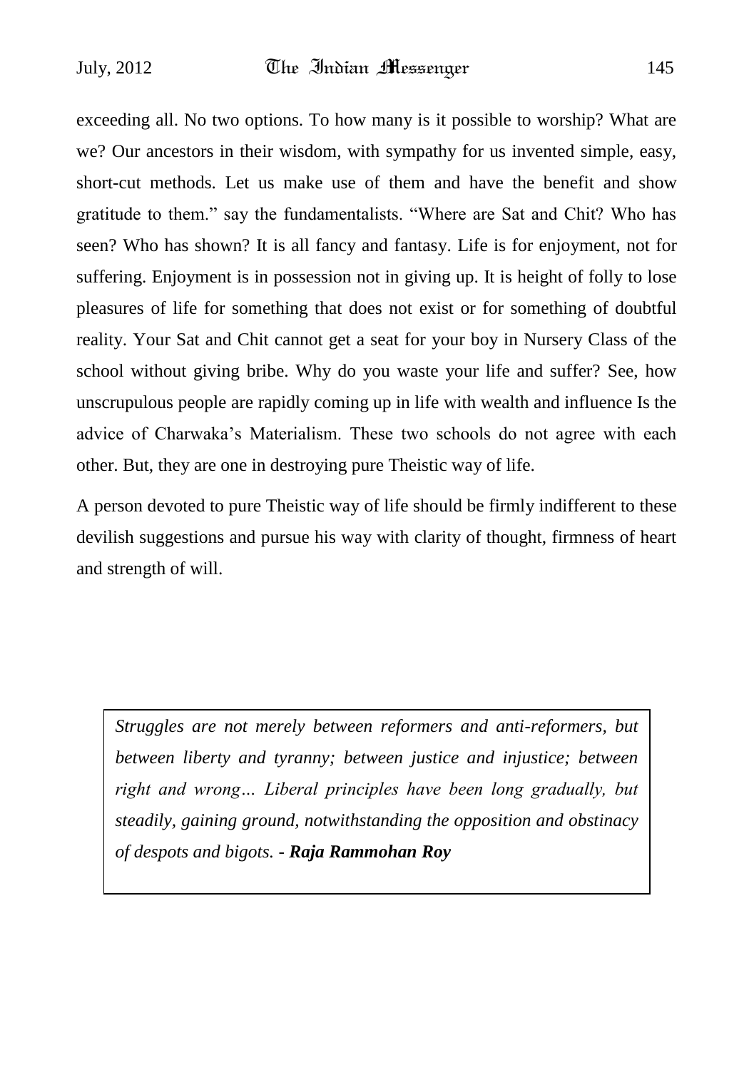exceeding all. No two options. To how many is it possible to worship? What are we? Our ancestors in their wisdom, with sympathy for us invented simple, easy, short-cut methods. Let us make use of them and have the benefit and show gratitude to them." say the fundamentalists. "Where are Sat and Chit? Who has seen? Who has shown? It is all fancy and fantasy. Life is for enjoyment, not for suffering. Enjoyment is in possession not in giving up. It is height of folly to lose pleasures of life for something that does not exist or for something of doubtful reality. Your Sat and Chit cannot get a seat for your boy in Nursery Class of the school without giving bribe. Why do you waste your life and suffer? See, how unscrupulous people are rapidly coming up in life with wealth and influence Is the advice of Charwaka's Materialism. These two schools do not agree with each other. But, they are one in destroying pure Theistic way of life.

A person devoted to pure Theistic way of life should be firmly indifferent to these devilish suggestions and pursue his way with clarity of thought, firmness of heart and strength of will.

*Struggles are not merely between reformers and anti-reformers, but between liberty and tyranny; between justice and injustice; between right and wrong… Liberal principles have been long gradually, but steadily, gaining ground, notwithstanding the opposition and obstinacy of despots and bigots. -* ***Raja Rammohan Roy***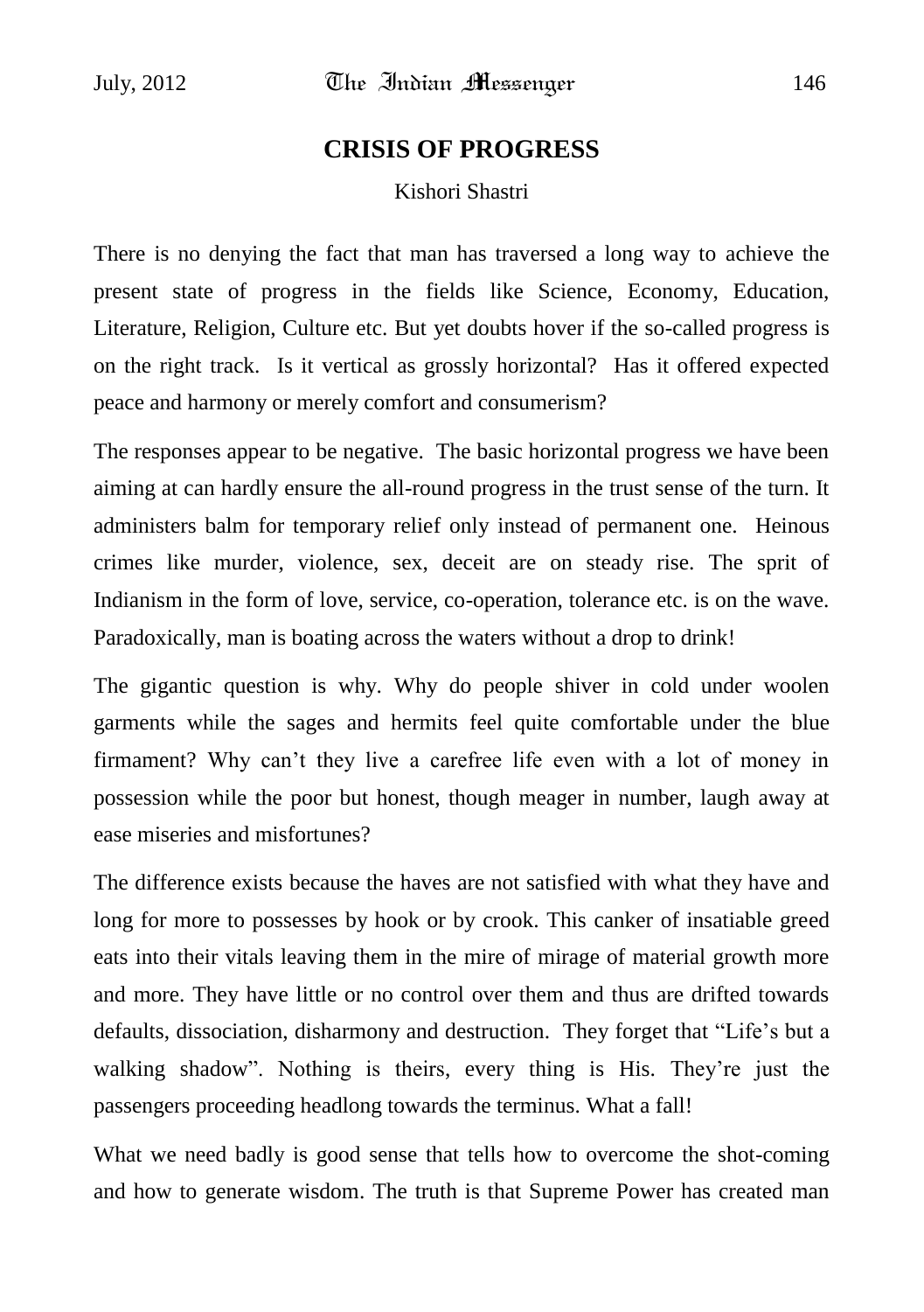## CRISIS OF PROGRESS

Kishori Shastri

There is no denying the fact that man has traversed a long way to achieve the present state of progress in the fields like Science, Economy, Education, Literature, Religion, Culture etc. But yet doubts hover if the so-called progress is on the right track. Is it vertical as grossly horizontal? Has it offered expected peace and harmony or merely comfort and consumerism?

The responses appear to be negative. The basic horizontal progress we have been aiming at can hardly ensure the all-round progress in the trust sense of the turn. It administers balm for temporary relief only instead of permanent one. Heinous crimes like murder, violence, sex, deceit are on steady rise. The sprit of Indianism in the form of love, service, co-operation, tolerance etc. is on the wave. Paradoxically, man is boating across the waters without a drop to drink!

The gigantic question is why. Why do people shiver in cold under woolen garments while the sages and hermits feel quite comfortable under the blue firmament? Why can't they live a carefree life even with a lot of money in possession while the poor but honest, though meager in number, laugh away at ease miseries and misfortunes?

The difference exists because the haves are not satisfied with what they have and long for more to possesses by hook or by crook. This canker of insatiable greed eats into their vitals leaving them in the mire of mirage of material growth more and more. They have little or no control over them and thus are drifted towards defaults, dissociation, disharmony and destruction. They forget that "Life's but a walking shadow". Nothing is theirs, every thing is His. They're just the passengers proceeding headlong towards the terminus. What a fall!

What we need badly is good sense that tells how to overcome the shot-coming and how to generate wisdom. The truth is that Supreme Power has created man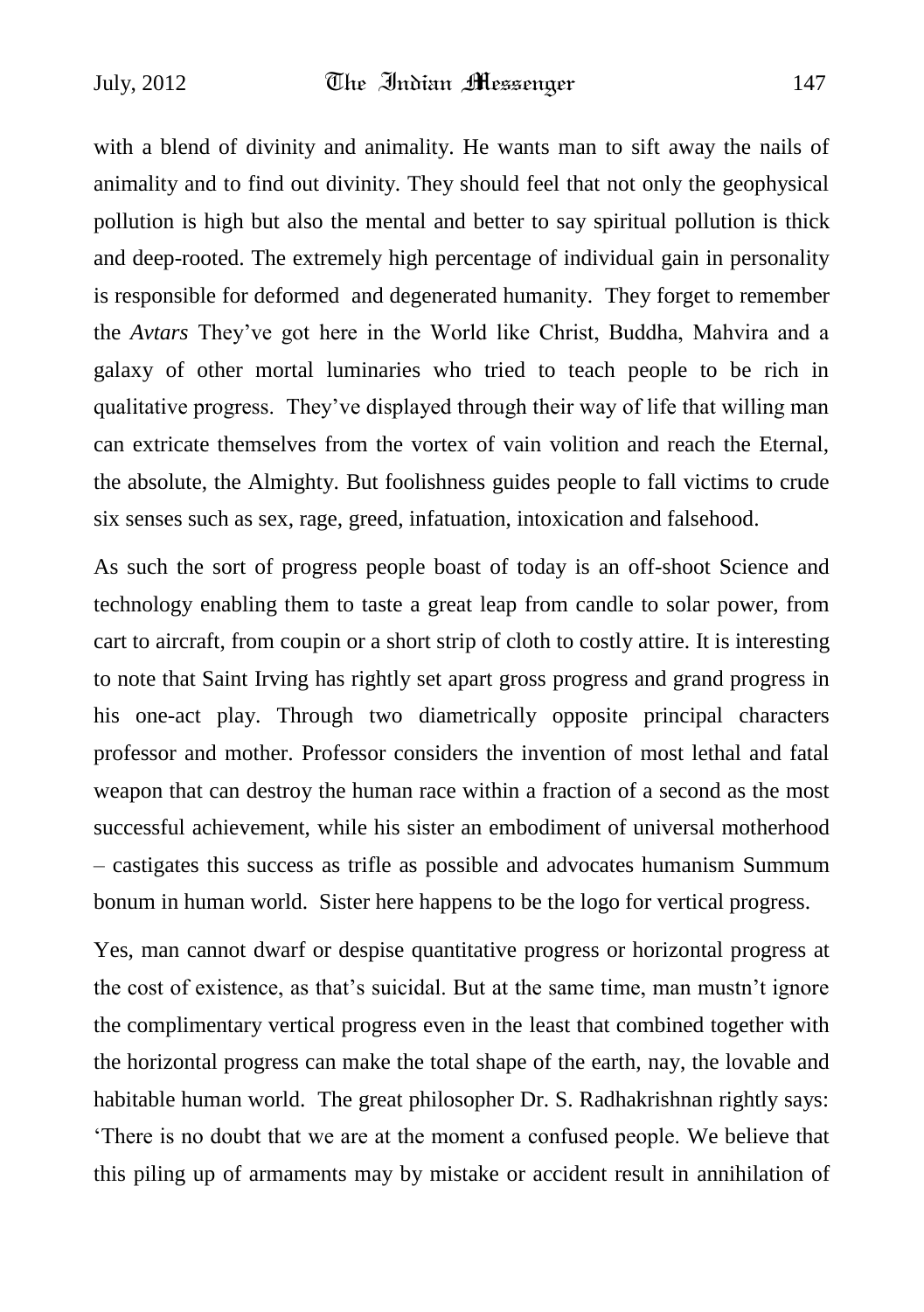with a blend of divinity and animality. He wants man to sift away the nails of animality and to find out divinity. They should feel that not only the geophysical pollution is high but also the mental and better to say spiritual pollution is thick and deep-rooted. The extremely high percentage of individual gain in personality is responsible for deformed and degenerated humanity. They forget to remember the *Avtars* They've got here in the World like Christ, Buddha, Mahvira and a galaxy of other mortal luminaries who tried to teach people to be rich in qualitative progress. They've displayed through their way of life that willing man can extricate themselves from the vortex of vain volition and reach the Eternal, the absolute, the Almighty. But foolishness guides people to fall victims to crude six senses such as sex, rage, greed, infatuation, intoxication and falsehood.

As such the sort of progress people boast of today is an off-shoot Science and technology enabling them to taste a great leap from candle to solar power, from cart to aircraft, from coupin or a short strip of cloth to costly attire. It is interesting to note that Saint Irving has rightly set apart gross progress and grand progress in his one-act play. Through two diametrically opposite principal characters professor and mother. Professor considers the invention of most lethal and fatal weapon that can destroy the human race within a fraction of a second as the most successful achievement, while his sister an embodiment of universal motherhood – castigates this success as trifle as possible and advocates humanism Summum bonum in human world. Sister here happens to be the logo for vertical progress.

Yes, man cannot dwarf or despise quantitative progress or horizontal progress at the cost of existence, as that's suicidal. But at the same time, man mustn't ignore the complimentary vertical progress even in the least that combined together with the horizontal progress can make the total shape of the earth, nay, the lovable and habitable human world. The great philosopher Dr. S. Radhakrishnan rightly says: 'There is no doubt that we are at the moment a confused people. We believe that this piling up of armaments may by mistake or accident result in annihilation of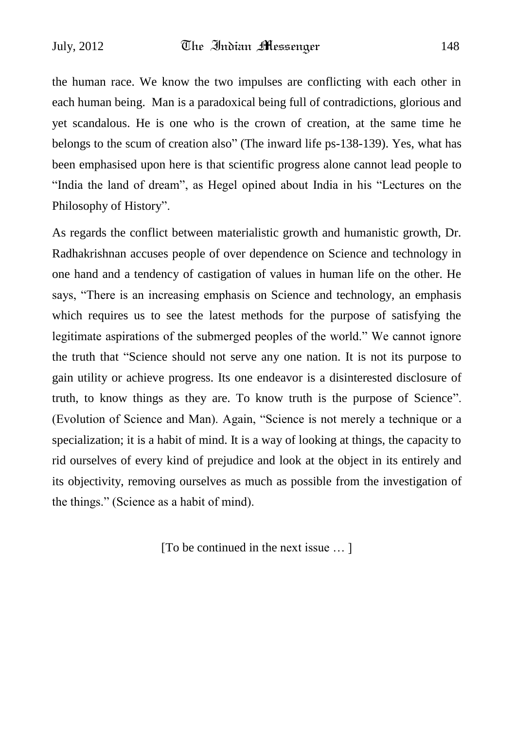the human race. We know the two impulses are conflicting with each other in each human being. Man is a paradoxical being full of contradictions, glorious and yet scandalous. He is one who is the crown of creation, at the same time he belongs to the scum of creation also" (The inward life ps-138-139). Yes, what has been emphasised upon here is that scientific progress alone cannot lead people to "India the land of dream", as Hegel opined about India in his "Lectures on the Philosophy of History".

As regards the conflict between materialistic growth and humanistic growth, Dr. Radhakrishnan accuses people of over dependence on Science and technology in one hand and a tendency of castigation of values in human life on the other. He says, "There is an increasing emphasis on Science and technology, an emphasis which requires us to see the latest methods for the purpose of satisfying the legitimate aspirations of the submerged peoples of the world." We cannot ignore the truth that "Science should not serve any one nation. It is not its purpose to gain utility or achieve progress. Its one endeavor is a disinterested disclosure of truth, to know things as they are. To know truth is the purpose of Science". (Evolution of Science and Man). Again, "Science is not merely a technique or a specialization; it is a habit of mind. It is a way of looking at things, the capacity to rid ourselves of every kind of prejudice and look at the object in its entirely and its objectivity, removing ourselves as much as possible from the investigation of the things." (Science as a habit of mind).

[To be continued in the next issue … ]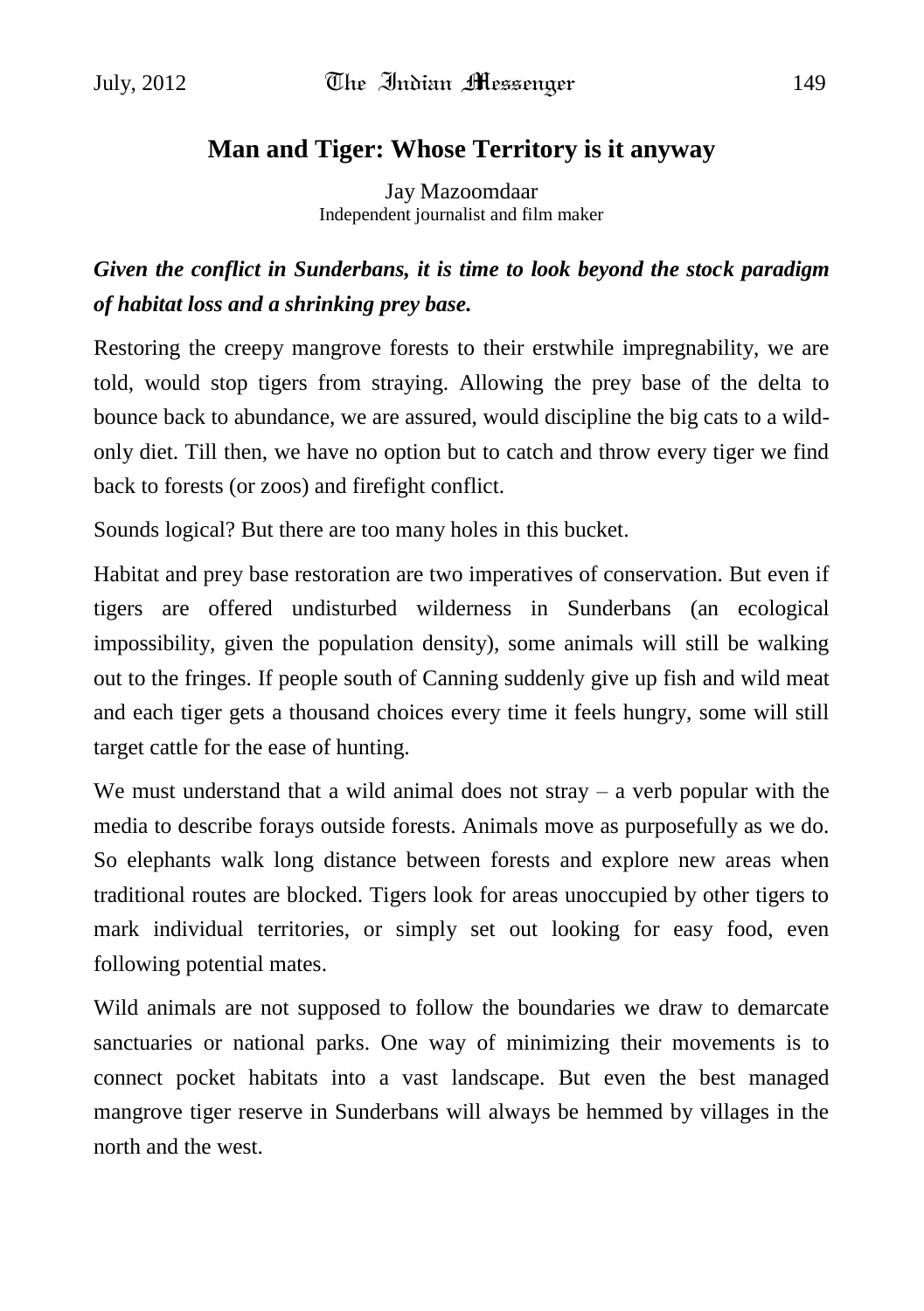# Man and Tiger: Whose Territory is it anyway

Jay Mazoomdaar
Independent journalist and film maker

***Given the conflict in Sunderbans, it is time to look beyond the stock paradigm of habitat loss and a shrinking prey base.***

Restoring the creepy mangrove forests to their erstwhile impregnability, we are told, would stop tigers from straying. Allowing the prey base of the delta to bounce back to abundance, we are assured, would discipline the big cats to a wild-only diet. Till then, we have no option but to catch and throw every tiger we find back to forests (or zoos) and firefight conflict.

Sounds logical? But there are too many holes in this bucket.

Habitat and prey base restoration are two imperatives of conservation. But even if tigers are offered undisturbed wilderness in Sunderbans (an ecological impossibility, given the population density), some animals will still be walking out to the fringes. If people south of Canning suddenly give up fish and wild meat and each tiger gets a thousand choices every time it feels hungry, some will still target cattle for the ease of hunting.

We must understand that a wild animal does not stray – a verb popular with the media to describe forays outside forests. Animals move as purposefully as we do. So elephants walk long distance between forests and explore new areas when traditional routes are blocked. Tigers look for areas unoccupied by other tigers to mark individual territories, or simply set out looking for easy food, even following potential mates.

Wild animals are not supposed to follow the boundaries we draw to demarcate sanctuaries or national parks. One way of minimizing their movements is to connect pocket habitats into a vast landscape. But even the best managed mangrove tiger reserve in Sunderbans will always be hemmed by villages in the north and the west.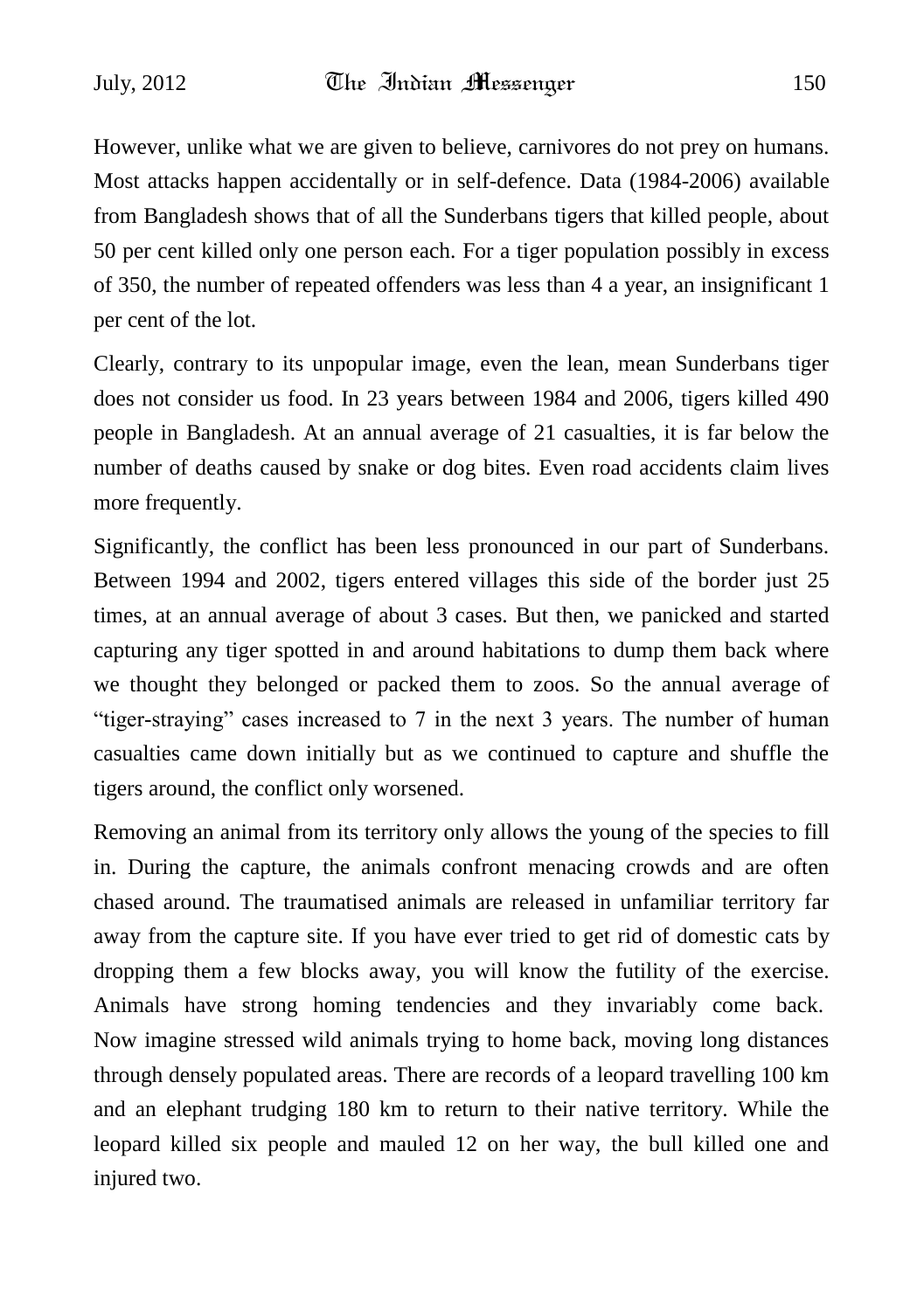However, unlike what we are given to believe, carnivores do not prey on humans. Most attacks happen accidentally or in self-defence. Data (1984-2006) available from Bangladesh shows that of all the Sunderbans tigers that killed people, about 50 per cent killed only one person each. For a tiger population possibly in excess of 350, the number of repeated offenders was less than 4 a year, an insignificant 1 per cent of the lot.

Clearly, contrary to its unpopular image, even the lean, mean Sunderbans tiger does not consider us food. In 23 years between 1984 and 2006, tigers killed 490 people in Bangladesh. At an annual average of 21 casualties, it is far below the number of deaths caused by snake or dog bites. Even road accidents claim lives more frequently.

Significantly, the conflict has been less pronounced in our part of Sunderbans. Between 1994 and 2002, tigers entered villages this side of the border just 25 times, at an annual average of about 3 cases. But then, we panicked and started capturing any tiger spotted in and around habitations to dump them back where we thought they belonged or packed them to zoos. So the annual average of "tiger-straying" cases increased to 7 in the next 3 years. The number of human casualties came down initially but as we continued to capture and shuffle the tigers around, the conflict only worsened.

Removing an animal from its territory only allows the young of the species to fill in. During the capture, the animals confront menacing crowds and are often chased around. The traumatised animals are released in unfamiliar territory far away from the capture site. If you have ever tried to get rid of domestic cats by dropping them a few blocks away, you will know the futility of the exercise. Animals have strong homing tendencies and they invariably come back. Now imagine stressed wild animals trying to home back, moving long distances through densely populated areas. There are records of a leopard travelling 100 km and an elephant trudging 180 km to return to their native territory. While the leopard killed six people and mauled 12 on her way, the bull killed one and injured two.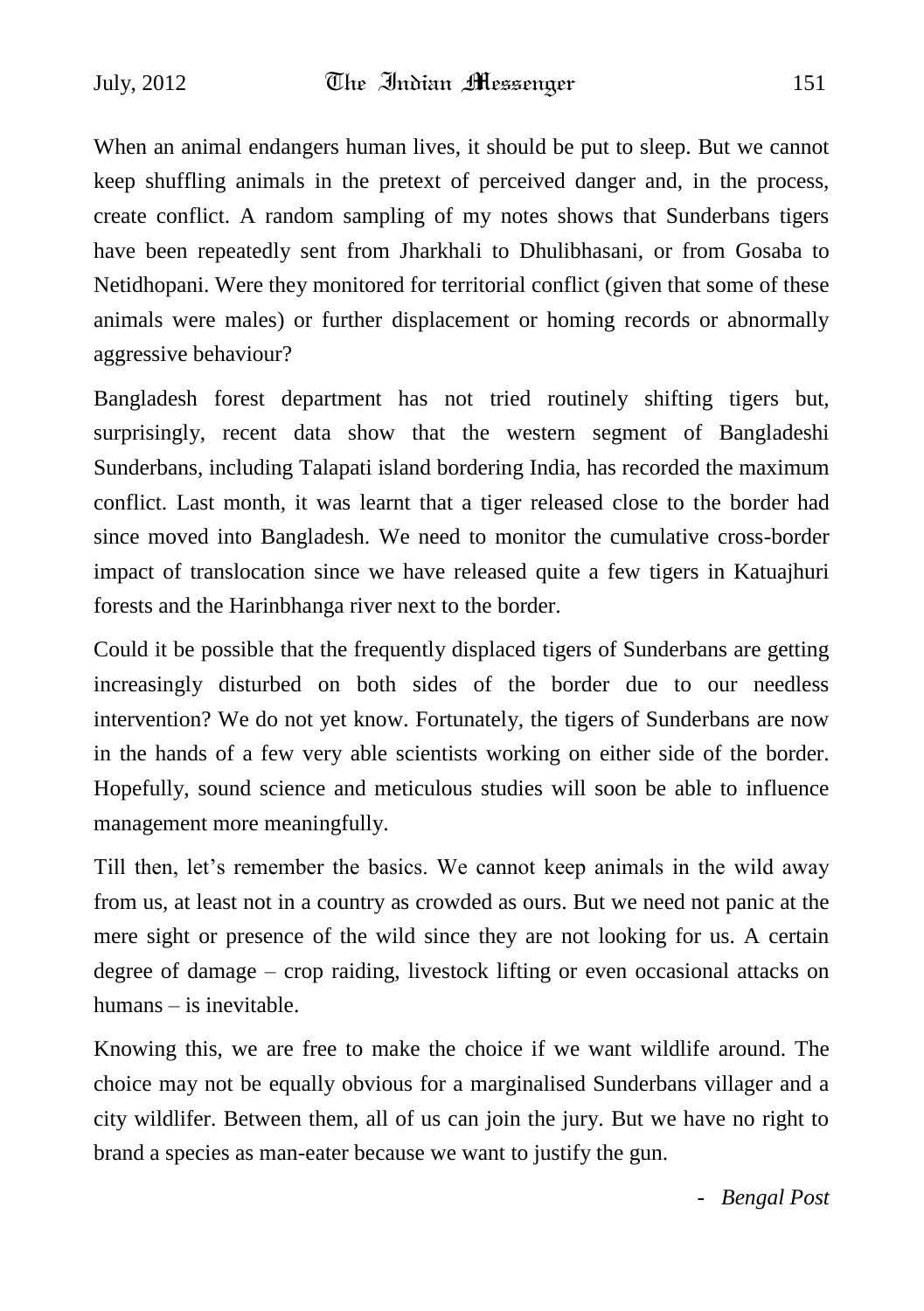When an animal endangers human lives, it should be put to sleep. But we cannot keep shuffling animals in the pretext of perceived danger and, in the process, create conflict. A random sampling of my notes shows that Sunderbans tigers have been repeatedly sent from Jharkhali to Dhulibhasani, or from Gosaba to Netidhopani. Were they monitored for territorial conflict (given that some of these animals were males) or further displacement or homing records or abnormally aggressive behaviour?

Bangladesh forest department has not tried routinely shifting tigers but, surprisingly, recent data show that the western segment of Bangladeshi Sunderbans, including Talapati island bordering India, has recorded the maximum conflict. Last month, it was learnt that a tiger released close to the border had since moved into Bangladesh. We need to monitor the cumulative cross-border impact of translocation since we have released quite a few tigers in Katuajhuri forests and the Harinbhanga river next to the border.

Could it be possible that the frequently displaced tigers of Sunderbans are getting increasingly disturbed on both sides of the border due to our needless intervention? We do not yet know. Fortunately, the tigers of Sunderbans are now in the hands of a few very able scientists working on either side of the border. Hopefully, sound science and meticulous studies will soon be able to influence management more meaningfully.

Till then, let's remember the basics. We cannot keep animals in the wild away from us, at least not in a country as crowded as ours. But we need not panic at the mere sight or presence of the wild since they are not looking for us. A certain degree of damage – crop raiding, livestock lifting or even occasional attacks on humans – is inevitable.

Knowing this, we are free to make the choice if we want wildlife around. The choice may not be equally obvious for a marginalised Sunderbans villager and a city wildlifer. Between them, all of us can join the jury. But we have no right to brand a species as man-eater because we want to justify the gun.

- *Bengal Post*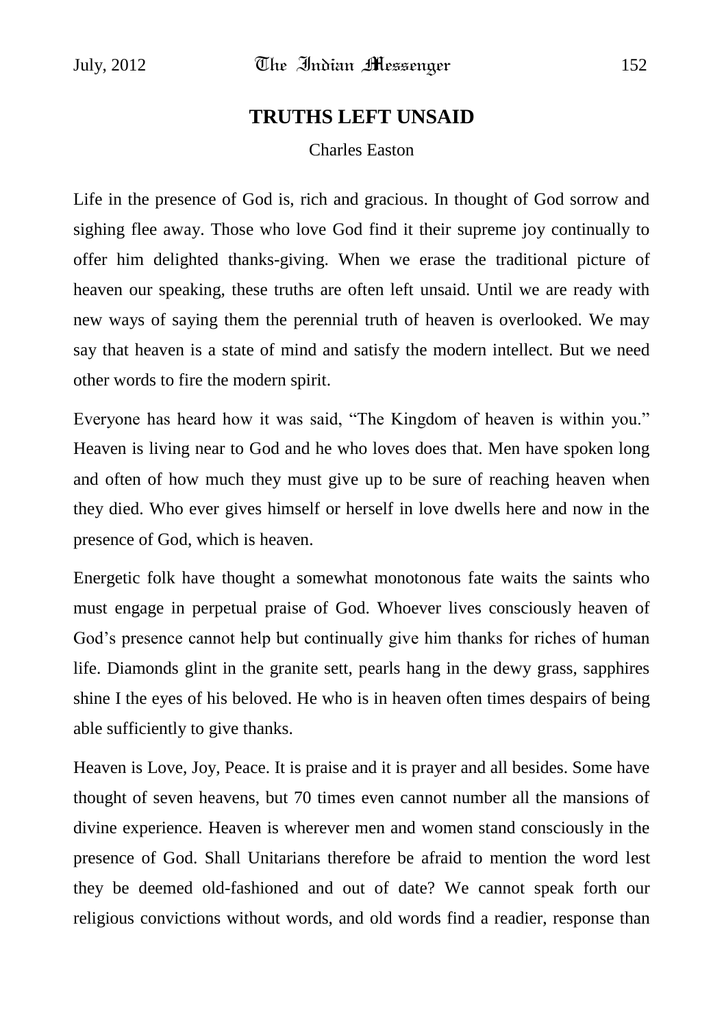## TRUTHS LEFT UNSAID

Charles Easton

Life in the presence of God is, rich and gracious. In thought of God sorrow and sighing flee away. Those who love God find it their supreme joy continually to offer him delighted thanks-giving. When we erase the traditional picture of heaven our speaking, these truths are often left unsaid. Until we are ready with new ways of saying them the perennial truth of heaven is overlooked. We may say that heaven is a state of mind and satisfy the modern intellect. But we need other words to fire the modern spirit.

Everyone has heard how it was said, “The Kingdom of heaven is within you.” Heaven is living near to God and he who loves does that. Men have spoken long and often of how much they must give up to be sure of reaching heaven when they died. Who ever gives himself or herself in love dwells here and now in the presence of God, which is heaven.

Energetic folk have thought a somewhat monotonous fate waits the saints who must engage in perpetual praise of God. Whoever lives consciously heaven of God’s presence cannot help but continually give him thanks for riches of human life. Diamonds glint in the granite sett, pearls hang in the dewy grass, sapphires shine I the eyes of his beloved. He who is in heaven often times despairs of being able sufficiently to give thanks.

Heaven is Love, Joy, Peace. It is praise and it is prayer and all besides. Some have thought of seven heavens, but 70 times even cannot number all the mansions of divine experience. Heaven is wherever men and women stand consciously in the presence of God. Shall Unitarians therefore be afraid to mention the word lest they be deemed old-fashioned and out of date? We cannot speak forth our religious convictions without words, and old words find a readier, response than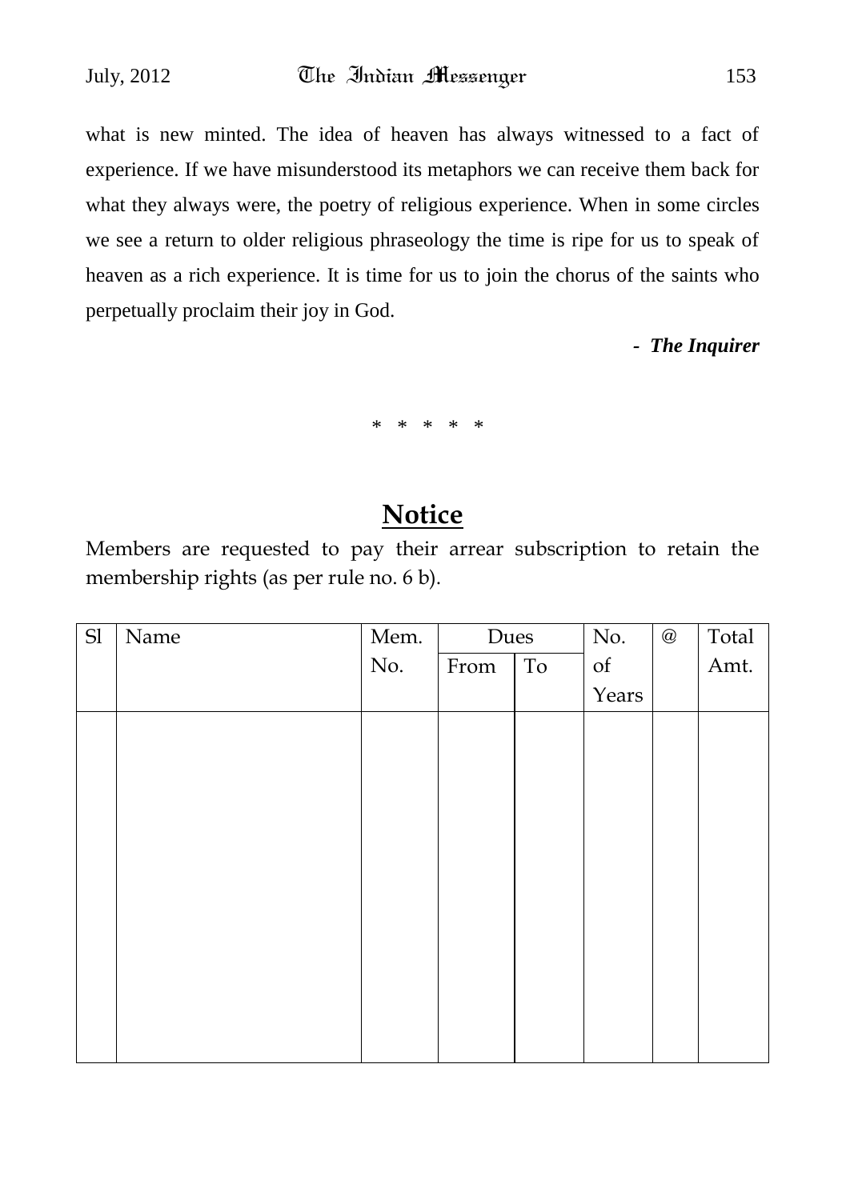what is new minted. The idea of heaven has always witnessed to a fact of experience. If we have misunderstood its metaphors we can receive them back for what they always were, the poetry of religious experience. When in some circles we see a return to older religious phraseology the time is ripe for us to speak of heaven as a rich experience. It is time for us to join the chorus of the saints who perpetually proclaim their joy in God.

**- *The Inquirer***

\* \* \* \* \*

## Notice

Members are requested to pay their arrear subscription to retain the membership rights (as per rule no. 6 b).

| Sl | Name | Mem. No. | Dues | | No. of Years | @ | Total Amt. |
|---|---|---|---|---|---|---|---|
| | | | From | To | | | |
| | | | | | | | |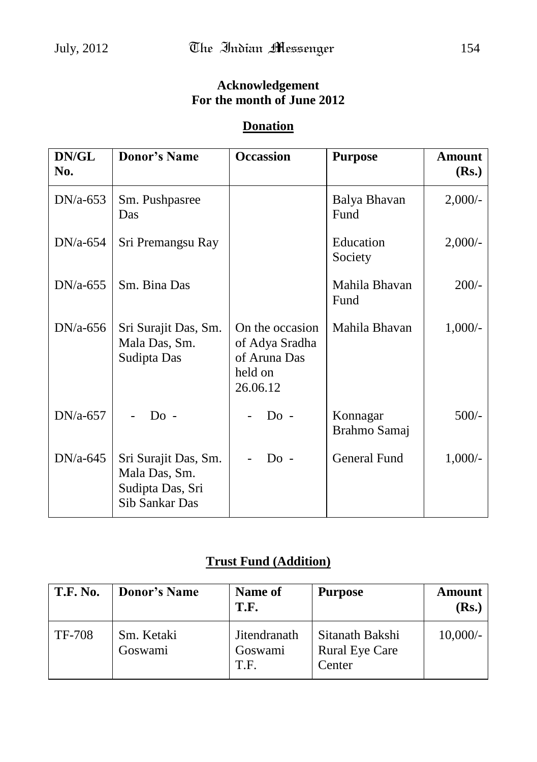## Acknowledgement
## For the month of June 2012

### Donation

| DN/GL No. | Donor's Name | Occassion | Purpose | Amount (Rs.) |
|---|---|---|---|---|
| DN/a-653 | Sm. Pushpasree Das | | Balya Bhavan Fund | 2,000/- |
| DN/a-654 | Sri Premangsu Ray | | Education Society | 2,000/- |
| DN/a-655 | Sm. Bina Das | | Mahila Bhavan Fund | 200/- |
| DN/a-656 | Sri Surajit Das, Sm. Mala Das, Sm. Sudipta Das | On the occasion of Adya Sradha of Aruna Das held on 26.06.12 | Mahila Bhavan | 1,000/- |
| DN/a-657 | - Do - | - Do - | Konnagar Brahmo Samaj | 500/- |
| DN/a-645 | Sri Surajit Das, Sm. Mala Das, Sm. Sudipta Das, Sri Sib Sankar Das | - Do - | General Fund | 1,000/- |

### Trust Fund (Addition)

| T.F. No. | Donor's Name | Name of T.F. | Purpose | Amount (Rs.) |
|---|---|---|---|---|
| TF-708 | Sm. Ketaki Goswami | Jitendranath Goswami T.F. | Sitanath Bakshi Rural Eye Care Center | 10,000/- |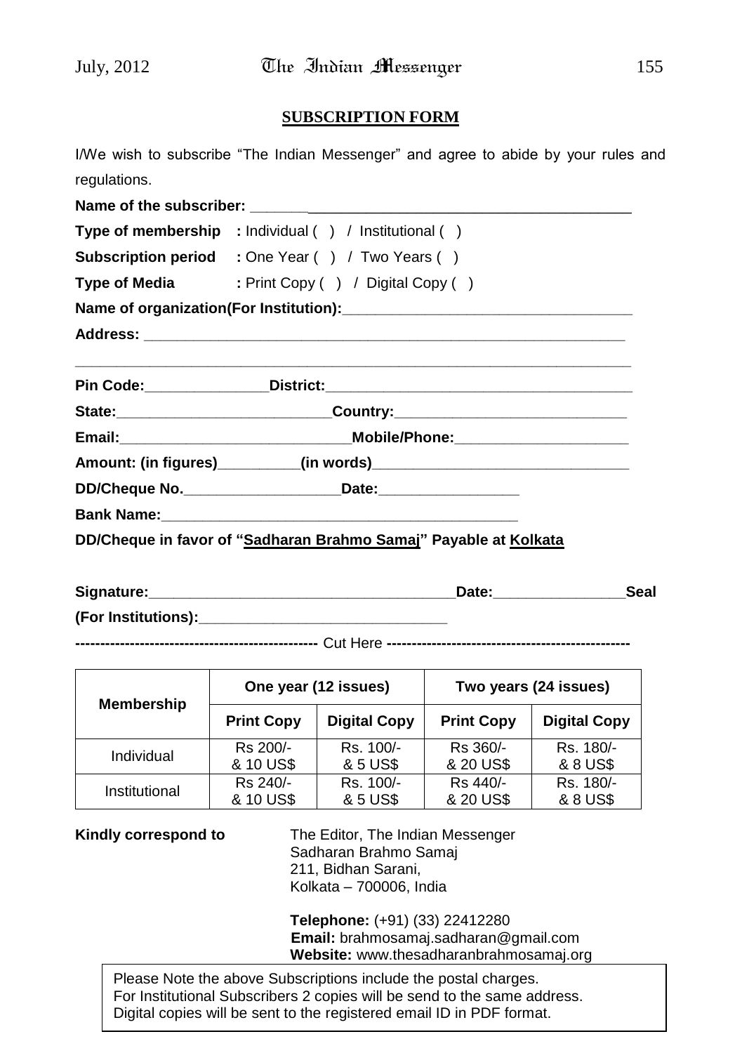## SUBSCRIPTION FORM

I/We wish to subscribe "The Indian Messenger" and agree to abide by your rules and regulations.

**Name of the subscriber:** ______________________________________________

**Type of membership** : Individual ( ) / Institutional ( )

**Subscription period** : One Year ( ) / Two Years ( )

**Type of Media** : Print Copy ( ) / Digital Copy ( )

**Name of organization(For Institution):**____________________________________

**Address:** ______________________________________________________________

___________________________________________________________________

**Pin Code:**_______________**District:**______________________________________

**State:**__________________________**Country:**_____________________________

**Email:**____________________________**Mobile/Phone:**______________________

**Amount: (in figures)**__________**(in words)**________________________________

**DD/Cheque No.**___________________**Date:**_________________

**Bank Name:**____________________________________________

**DD/Cheque in favor of "Sadharan Brahmo Samaj" Payable at Kolkata**

**Signature:**______________________________________**Date:**________________**Seal**

**(For Institutions):**_______________________________

**------------------------------------------------** Cut Here **------------------------------------------------**

| Membership | One year (12 issues) | | Two years (24 issues) | |
|---|---|---|---|---|
| | **Print Copy** | **Digital Copy** | **Print Copy** | **Digital Copy** |
| Individual | Rs 200/- & 10 US$ | Rs. 100/- & 5 US$ | Rs 360/- & 20 US$ | Rs. 180/- & 8 US$ |
| Institutional | Rs 240/- & 10 US$ | Rs. 100/- & 5 US$ | Rs 440/- & 20 US$ | Rs. 180/- & 8 US$ |

**Kindly correspond to**

The Editor, The Indian Messenger
Sadharan Brahmo Samaj
211, Bidhan Sarani,
Kolkata – 700006, India

**Telephone:** (+91) (33) 22412280
**Email:** brahmosamaj.sadharan@gmail.com
**Website:** www.thesadharanbrahmosamaj.org

Please Note the above Subscriptions include the postal charges.
For Institutional Subscribers 2 copies will be send to the same address.
Digital copies will be sent to the registered email ID in PDF format.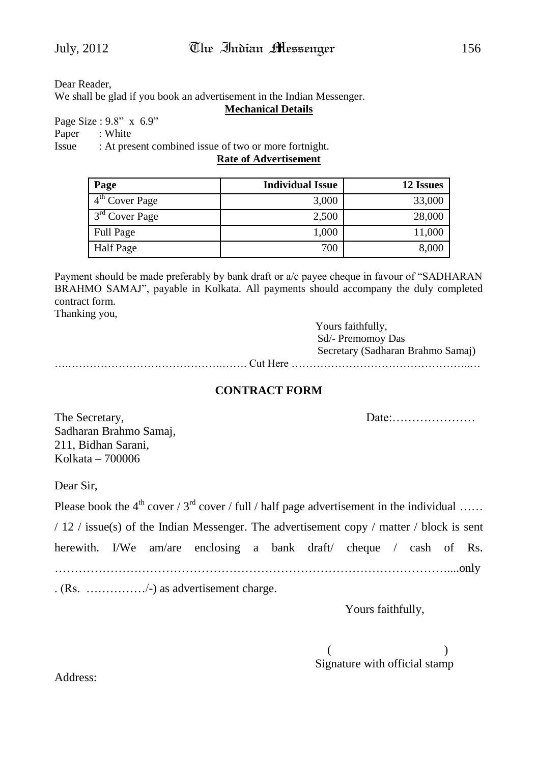Dear Reader,

We shall be glad if you book an advertisement in the Indian Messenger.

**Mechanical Details**

Page Size : 9.8" x 6.9"

Paper : White

Issue : At present combined issue of two or more fortnight.

**Rate of Advertisement**

| Page | Individual Issue | 12 Issues |
|---|---|---|
| 4th Cover Page | 3,000 | 33,000 |
| 3rd Cover Page | 2,500 | 28,000 |
| Full Page | 1,000 | 11,000 |
| Half Page | 700 | 8,000 |

Payment should be made preferably by bank draft or a/c payee cheque in favour of "SADHARAN BRAHMO SAMAJ", payable in Kolkata. All payments should accompany the duly completed contract form.

Thanking you,

Yours faithfully,
Sd/- Premomoy Das
Secretary (Sadharan Brahmo Samaj)

……………………………………….……. Cut Here …………………………………………..…

## CONTRACT FORM

The Secretary,
Sadharan Brahmo Samaj,
211, Bidhan Sarani,
Kolkata – 700006

Date:…………………

Dear Sir,

Please book the 4th cover / 3rd cover / full / half page advertisement in the individual …… / 12 / issue(s) of the Indian Messenger. The advertisement copy / matter / block is sent herewith. I/We am/are enclosing a bank draft/ cheque / cash of Rs. ……………………………………………………………………………………....only . (Rs. ……………/-) as advertisement charge.

Yours faithfully,

( )
Signature with official stamp

Address: